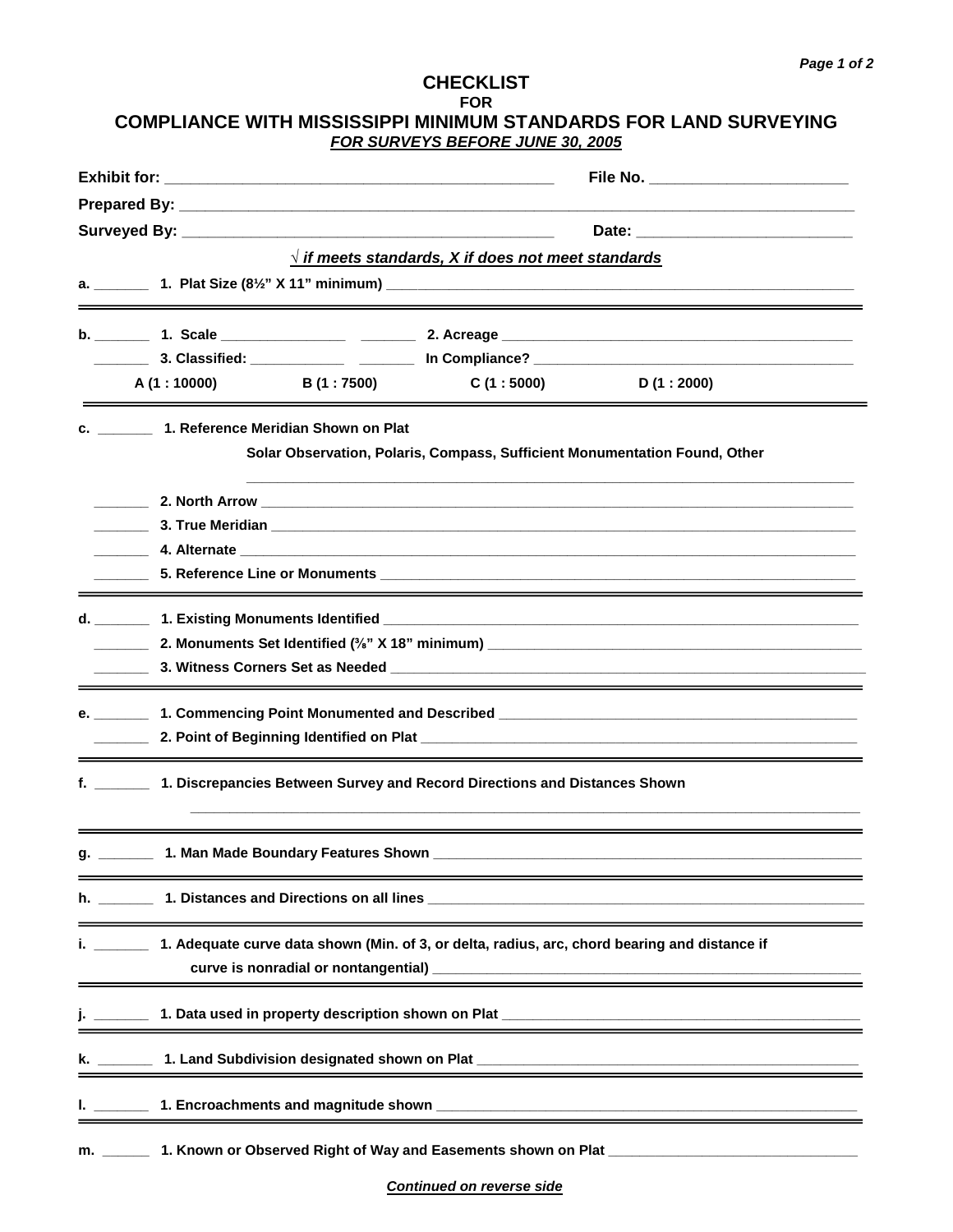# CHECKLIST
## FOR
## COMPLIANCE WITH MISSISSIPPI MINIMUM STANDARDS FOR LAND SURVEYING
***FOR SURVEYS BEFORE JUNE 30, 2005***

**Exhibit for:** ______________________________ **File No.** ______________________

**Prepared By:** ______________________________________________________________

**Surveyed By:** ______________________________ **Date:** ________________________

***√ if meets standards, X if does not meet standards***

**a.** _______ **1. Plat Size (8½" X 11" minimum)** ______________________________

---

**b.** _______ **1. Scale** ______________ _______ **2. Acreage** ______________________

_______ **3. Classified:** ___________ _______ **In Compliance?** ______________________

**A (1 : 10000)** **B (1 : 7500)** **C (1 : 5000)** **D (1 : 2000)**

---

**c.** _______ **1. Reference Meridian Shown on Plat**

**Solar Observation, Polaris, Compass, Sufficient Monumentation Found, Other**

______________________________________________________________

_______ **2. North Arrow** ______________________________________________

_______ **3. True Meridian** ____________________________________________

_______ **4. Alternate** ________________________________________________

_______ **5. Reference Line or Monuments** ______________________________

---

**d.** _______ **1. Existing Monuments Identified** ______________________________

_______ **2. Monuments Set Identified (⅜" X 18" minimum)** ______________________

_______ **3. Witness Corners Set as Needed** ______________________________

---

**e.** _______ **1. Commencing Point Monumented and Described** ______________________

_______ **2. Point of Beginning Identified on Plat** ______________________________

---

**f.** _______ **1. Discrepancies Between Survey and Record Directions and Distances Shown**

______________________________________________________________

---

**g.** _______ **1. Man Made Boundary Features Shown** ______________________________

---

**h.** _______ **1. Distances and Directions on all lines** ______________________________

---

**i.** _______ **1. Adequate curve data shown (Min. of 3, or delta, radius, arc, chord bearing and distance if curve is nonradial or nontangential)** ______________________________

---

**j.** _______ **1. Data used in property description shown on Plat** ______________________

---

**k.** _______ **1. Land Subdivision designated shown on Plat** ______________________

---

**l.** _______ **1. Encroachments and magnitude shown** ______________________________

---

**m.** ______ **1. Known or Observed Right of Way and Easements shown on Plat** ______________

***Continued on reverse side***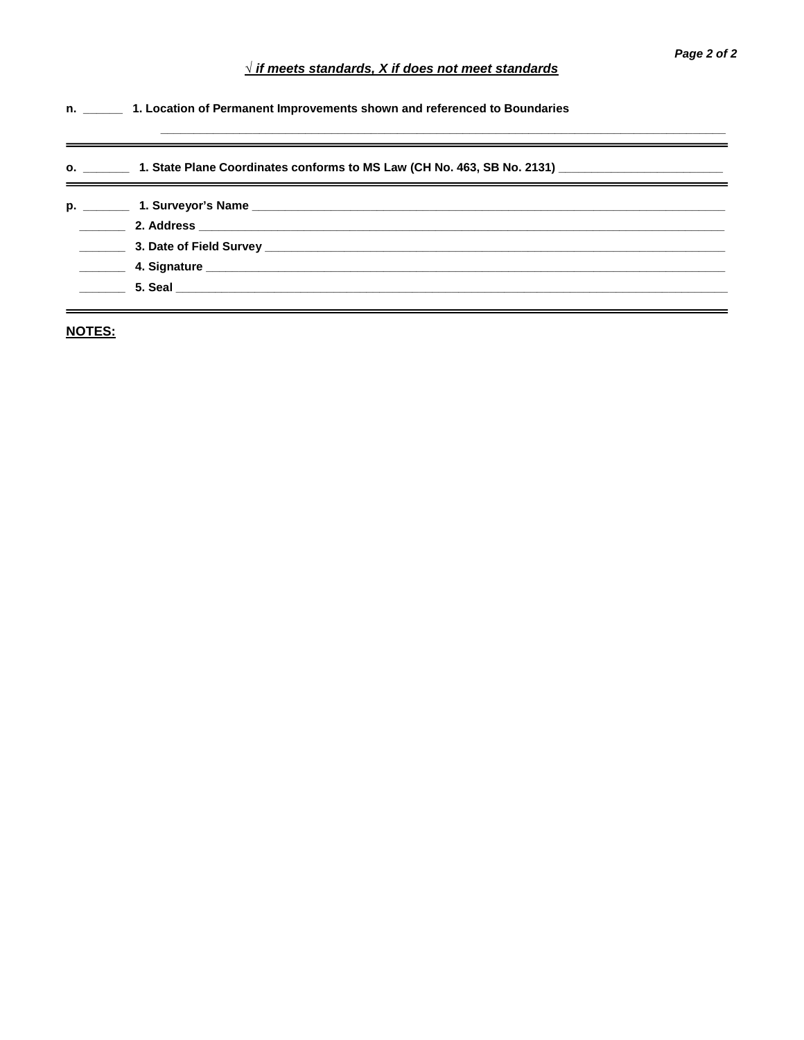***√ if meets standards, X if does not meet standards***

**n. ______ 1. Location of Permanent Improvements shown and referenced to Boundaries**

______________________________________________________________________________

**o. _______ 1. State Plane Coordinates conforms to MS Law (CH No. 463, SB No. 2131)** _________________________

**p. _______ 1. Surveyor's Name** ______________________________________________________________

_______ **2. Address** ______________________________________________________________

_______ **3. Date of Field Survey** ______________________________________________________________

_______ **4. Signature** ______________________________________________________________

_______ **5. Seal** ______________________________________________________________

**NOTES:**